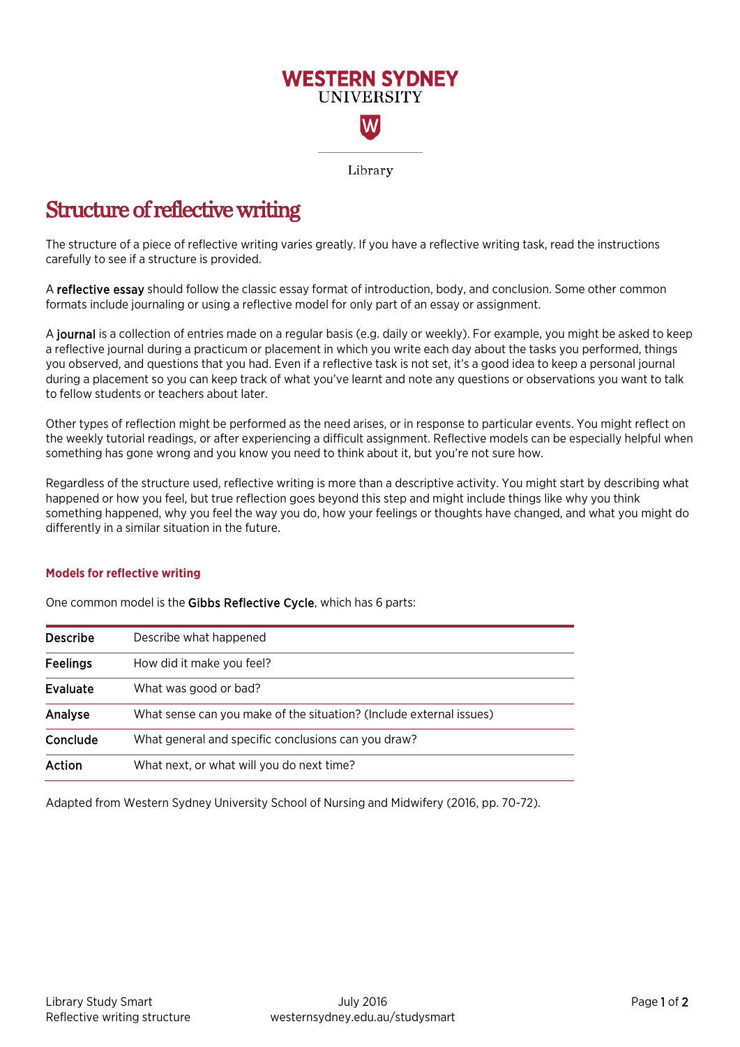WESTERN SYDNEY UNIVERSITY

Library

# Structure of reflective writing

The structure of a piece of reflective writing varies greatly. If you have a reflective writing task, read the instructions carefully to see if a structure is provided.

A **reflective essay** should follow the classic essay format of introduction, body, and conclusion. Some other common formats include journaling or using a reflective model for only part of an essay or assignment.

A **journal** is a collection of entries made on a regular basis (e.g. daily or weekly). For example, you might be asked to keep a reflective journal during a practicum or placement in which you write each day about the tasks you performed, things you observed, and questions that you had. Even if a reflective task is not set, it's a good idea to keep a personal journal during a placement so you can keep track of what you've learnt and note any questions or observations you want to talk to fellow students or teachers about later.

Other types of reflection might be performed as the need arises, or in response to particular events. You might reflect on the weekly tutorial readings, or after experiencing a difficult assignment. Reflective models can be especially helpful when something has gone wrong and you know you need to think about it, but you're not sure how.

Regardless of the structure used, reflective writing is more than a descriptive activity. You might start by describing what happened or how you feel, but true reflection goes beyond this step and might include things like why you think something happened, why you feel the way you do, how your feelings or thoughts have changed, and what you might do differently in a similar situation in the future.

## Models for reflective writing

One common model is the **Gibbs Reflective Cycle**, which has 6 parts:

| | |
|---|---|
| **Describe** | Describe what happened |
| **Feelings** | How did it make you feel? |
| **Evaluate** | What was good or bad? |
| **Analyse** | What sense can you make of the situation? (Include external issues) |
| **Conclude** | What general and specific conclusions can you draw? |
| **Action** | What next, or what will you do next time? |

Adapted from Western Sydney University School of Nursing and Midwifery (2016, pp. 70-72).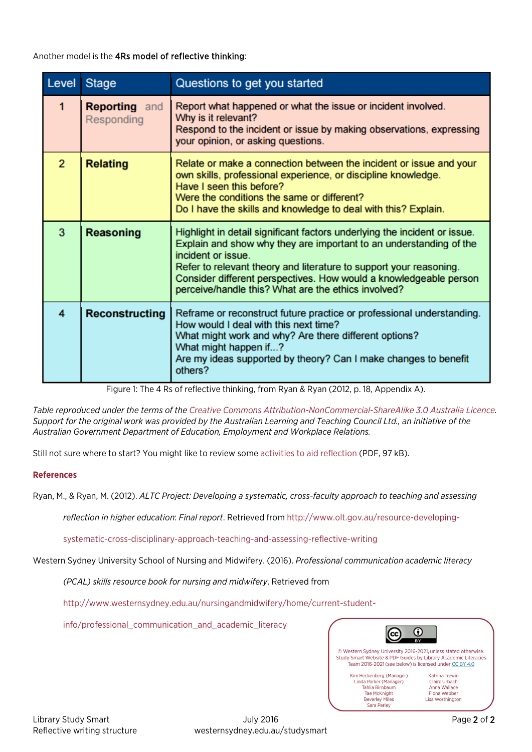Another model is the **4Rs model of reflective thinking**:

| Level | Stage | Questions to get you started |
|---|---|---|
| 1 | **Reporting** and Responding | Report what happened or what the issue or incident involved. Why is it relevant? Respond to the incident or issue by making observations, expressing your opinion, or asking questions. |
| 2 | **Relating** | Relate or make a connection between the incident or issue and your own skills, professional experience, or discipline knowledge. Have I seen this before? Were the conditions the same or different? Do I have the skills and knowledge to deal with this? Explain. |
| 3 | **Reasoning** | Highlight in detail significant factors underlying the incident or issue. Explain and show why they are important to an understanding of the incident or issue. Refer to relevant theory and literature to support your reasoning. Consider different perspectives. How would a knowledgeable person perceive/handle this? What are the ethics involved? |
| 4 | **Reconstructing** | Reframe or reconstruct future practice or professional understanding. How would I deal with this next time? What might work and why? Are there different options? What might happen if...? Are my ideas supported by theory? Can I make changes to benefit others? |

Figure 1: The 4 Rs of reflective thinking, from Ryan & Ryan (2012, p. 18, Appendix A).

*Table reproduced under the terms of the Creative Commons Attribution-NonCommercial-ShareAlike 3.0 Australia Licence. Support for the original work was provided by the Australian Learning and Teaching Council Ltd., an initiative of the Australian Government Department of Education, Employment and Workplace Relations.*

Still not sure where to start? You might like to review some activities to aid reflection (PDF, 97 kB).

**References**

Ryan, M., & Ryan, M. (2012). *ALTC Project: Developing a systematic, cross-faculty approach to teaching and assessing reflection in higher education: Final report*. Retrieved from http://www.olt.gov.au/resource-developing-systematic-cross-disciplinary-approach-teaching-and-assessing-reflective-writing

Western Sydney University School of Nursing and Midwifery. (2016). *Professional communication academic literacy (PCAL) skills resource book for nursing and midwifery*. Retrieved from http://www.westernsydney.edu.au/nursingandmidwifery/home/current-student-info/professional_communication_and_academic_literacy

© Western Sydney University 2016-2021, unless stated otherwise. Study Smart Website & PDF Guides by Library Academic Literacies Team 2016-2021 (see below) is licensed under CC BY 4.0

Kim Heckenberg (Manager)
Linda Parker (Manager)
Tahlia Birnbaum
Tae McKnight
Beverley Miles
Sara Perley
Katrina Trewin
Claire Urbach
Anna Wallace
Fiona Webber
Lisa Worthington